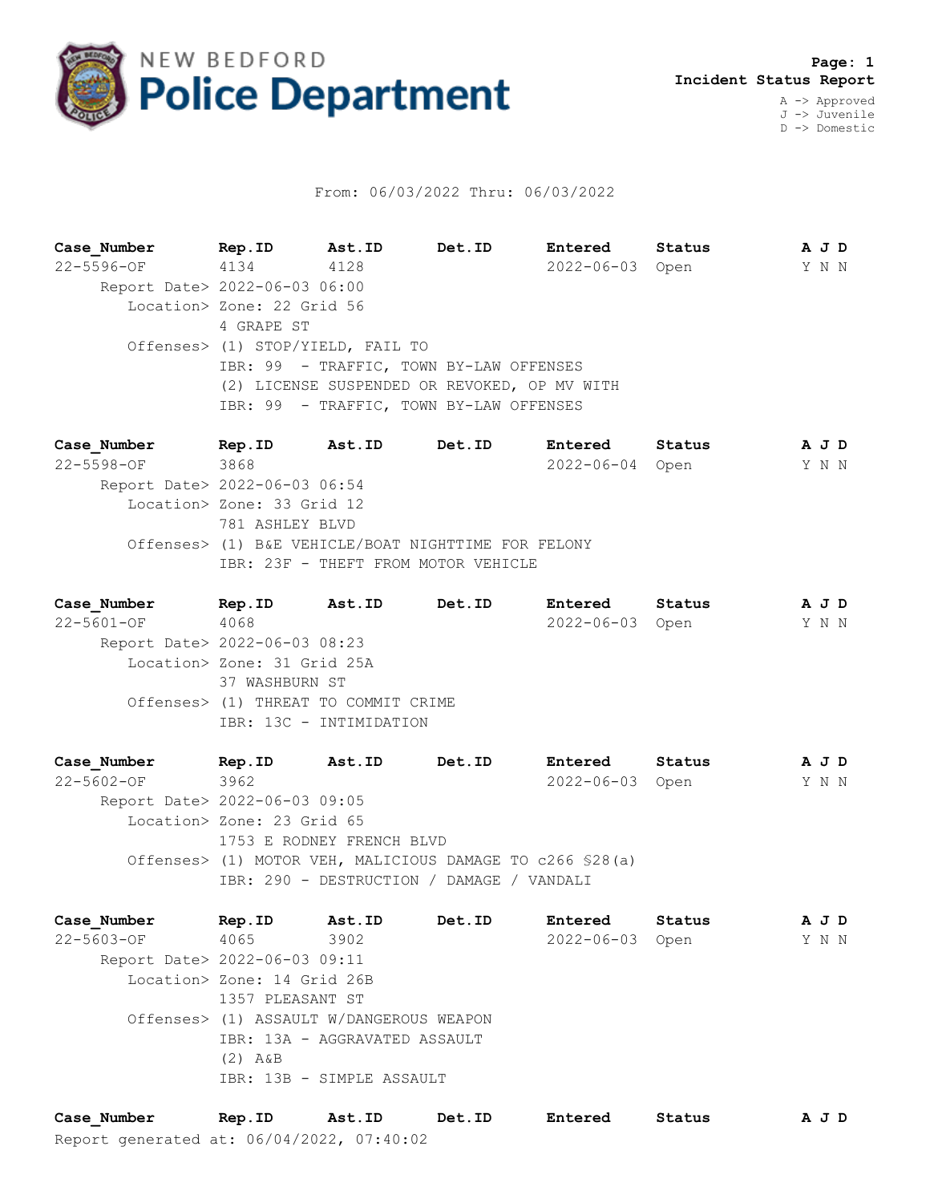# NEW BEDFORD Police Department

**Page: 1**
**Incident Status Report**

A -> Approved
J -> Juvenile
D -> Domestic

From: 06/03/2022 Thru: 06/03/2022

| Case_Number | Rep.ID | Ast.ID | Det.ID | Entered | Status | A J D |
|---|---|---|---|---|---|---|
| 22-5596-OF | 4134 | 4128 | | 2022-06-03 | Open | Y N N |

Report Date> 2022-06-03 06:00
Location> Zone: 22 Grid 56
4 GRAPE ST
Offenses> (1) STOP/YIELD, FAIL TO
IBR: 99 - TRAFFIC, TOWN BY-LAW OFFENSES
(2) LICENSE SUSPENDED OR REVOKED, OP MV WITH
IBR: 99 - TRAFFIC, TOWN BY-LAW OFFENSES

| Case_Number | Rep.ID | Ast.ID | Det.ID | Entered | Status | A J D |
|---|---|---|---|---|---|---|
| 22-5598-OF | 3868 | | | 2022-06-04 | Open | Y N N |

Report Date> 2022-06-03 06:54
Location> Zone: 33 Grid 12
781 ASHLEY BLVD
Offenses> (1) B&E VEHICLE/BOAT NIGHTTIME FOR FELONY
IBR: 23F - THEFT FROM MOTOR VEHICLE

| Case_Number | Rep.ID | Ast.ID | Det.ID | Entered | Status | A J D |
|---|---|---|---|---|---|---|
| 22-5601-OF | 4068 | | | 2022-06-03 | Open | Y N N |

Report Date> 2022-06-03 08:23
Location> Zone: 31 Grid 25A
37 WASHBURN ST
Offenses> (1) THREAT TO COMMIT CRIME
IBR: 13C - INTIMIDATION

| Case_Number | Rep.ID | Ast.ID | Det.ID | Entered | Status | A J D |
|---|---|---|---|---|---|---|
| 22-5602-OF | 3962 | | | 2022-06-03 | Open | Y N N |

Report Date> 2022-06-03 09:05
Location> Zone: 23 Grid 65
1753 E RODNEY FRENCH BLVD
Offenses> (1) MOTOR VEH, MALICIOUS DAMAGE TO c266 §28(a)
IBR: 290 - DESTRUCTION / DAMAGE / VANDALI

| Case_Number | Rep.ID | Ast.ID | Det.ID | Entered | Status | A J D |
|---|---|---|---|---|---|---|
| 22-5603-OF | 4065 | 3902 | | 2022-06-03 | Open | Y N N |

Report Date> 2022-06-03 09:11
Location> Zone: 14 Grid 26B
1357 PLEASANT ST
Offenses> (1) ASSAULT W/DANGEROUS WEAPON
IBR: 13A - AGGRAVATED ASSAULT
(2) A&B
IBR: 13B - SIMPLE ASSAULT

| Case_Number | Rep.ID | Ast.ID | Det.ID | Entered | Status | A J D |
|---|---|---|---|---|---|---|

Report generated at: 06/04/2022, 07:40:02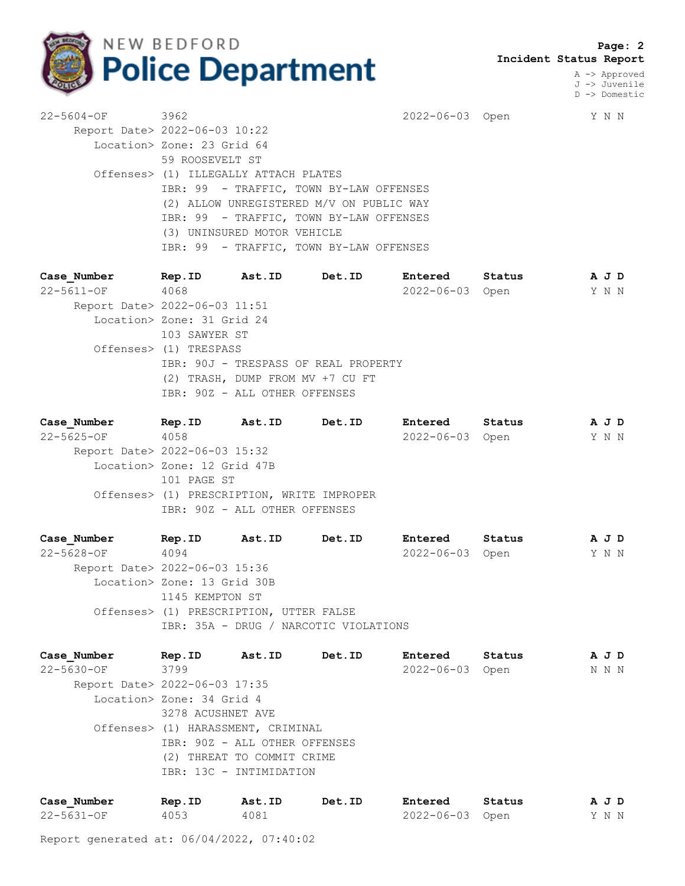22-5604-OF 3962 2022-06-03 Open Y N N

Report Date> 2022-06-03 10:22
Location> Zone: 23 Grid 64
59 ROOSEVELT ST
Offenses> (1) ILLEGALLY ATTACH PLATES
IBR: 99 - TRAFFIC, TOWN BY-LAW OFFENSES
(2) ALLOW UNREGISTERED M/V ON PUBLIC WAY
IBR: 99 - TRAFFIC, TOWN BY-LAW OFFENSES
(3) UNINSURED MOTOR VEHICLE
IBR: 99 - TRAFFIC, TOWN BY-LAW OFFENSES

| Case_Number | Rep.ID | Ast.ID | Det.ID | Entered | Status | A J D |
|---|---|---|---|---|---|---|
| 22-5611-OF | 4068 | | | 2022-06-03 | Open | Y N N |

Report Date> 2022-06-03 11:51
Location> Zone: 31 Grid 24
103 SAWYER ST
Offenses> (1) TRESPASS
IBR: 90J - TRESPASS OF REAL PROPERTY
(2) TRASH, DUMP FROM MV +7 CU FT
IBR: 90Z - ALL OTHER OFFENSES

| Case_Number | Rep.ID | Ast.ID | Det.ID | Entered | Status | A J D |
|---|---|---|---|---|---|---|
| 22-5625-OF | 4058 | | | 2022-06-03 | Open | Y N N |

Report Date> 2022-06-03 15:32
Location> Zone: 12 Grid 47B
101 PAGE ST
Offenses> (1) PRESCRIPTION, WRITE IMPROPER
IBR: 90Z - ALL OTHER OFFENSES

| Case_Number | Rep.ID | Ast.ID | Det.ID | Entered | Status | A J D |
|---|---|---|---|---|---|---|
| 22-5628-OF | 4094 | | | 2022-06-03 | Open | Y N N |

Report Date> 2022-06-03 15:36
Location> Zone: 13 Grid 30B
1145 KEMPTON ST
Offenses> (1) PRESCRIPTION, UTTER FALSE
IBR: 35A - DRUG / NARCOTIC VIOLATIONS

| Case_Number | Rep.ID | Ast.ID | Det.ID | Entered | Status | A J D |
|---|---|---|---|---|---|---|
| 22-5630-OF | 3799 | | | 2022-06-03 | Open | N N N |

Report Date> 2022-06-03 17:35
Location> Zone: 34 Grid 4
3278 ACUSHNET AVE
Offenses> (1) HARASSMENT, CRIMINAL
IBR: 90Z - ALL OTHER OFFENSES
(2) THREAT TO COMMIT CRIME
IBR: 13C - INTIMIDATION

| Case_Number | Rep.ID | Ast.ID | Det.ID | Entered | Status | A J D |
|---|---|---|---|---|---|---|
| 22-5631-OF | 4053 | 4081 | | 2022-06-03 | Open | Y N N |

Report generated at: 06/04/2022, 07:40:02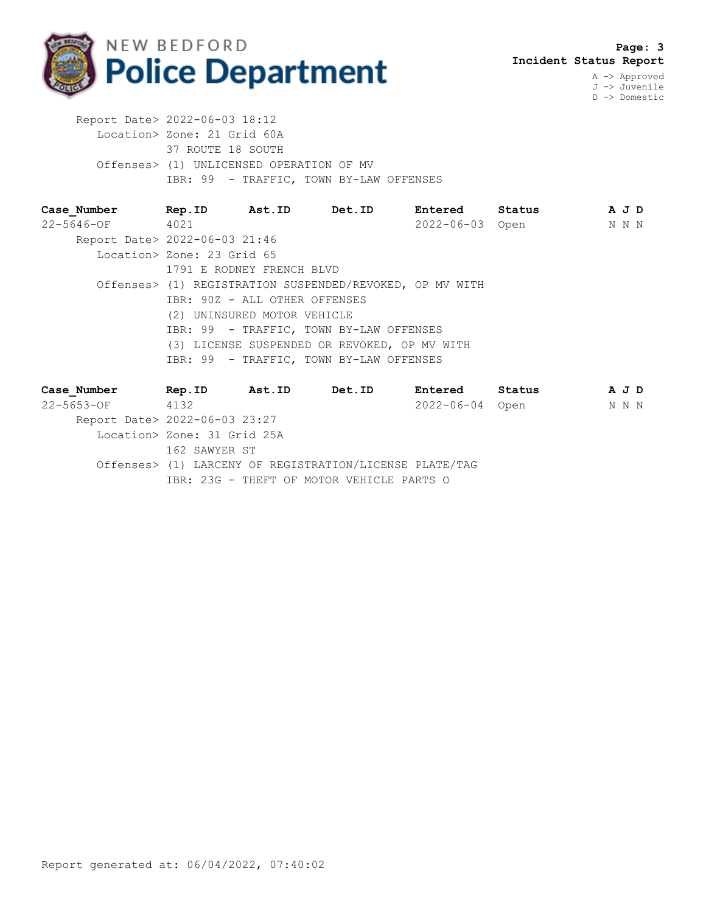Report Date> 2022-06-03 18:12
Location> Zone: 21 Grid 60A
37 ROUTE 18 SOUTH
Offenses> (1) UNLICENSED OPERATION OF MV
IBR: 99 - TRAFFIC, TOWN BY-LAW OFFENSES

| Case_Number | Rep.ID | Ast.ID | Det.ID | Entered | Status | A J D |
|---|---|---|---|---|---|---|
| 22-5646-OF | 4021 | | | 2022-06-03 | Open | N N N |

Report Date> 2022-06-03 21:46
Location> Zone: 23 Grid 65
1791 E RODNEY FRENCH BLVD
Offenses> (1) REGISTRATION SUSPENDED/REVOKED, OP MV WITH
IBR: 90Z - ALL OTHER OFFENSES
(2) UNINSURED MOTOR VEHICLE
IBR: 99 - TRAFFIC, TOWN BY-LAW OFFENSES
(3) LICENSE SUSPENDED OR REVOKED, OP MV WITH
IBR: 99 - TRAFFIC, TOWN BY-LAW OFFENSES

| Case_Number | Rep.ID | Ast.ID | Det.ID | Entered | Status | A J D |
|---|---|---|---|---|---|---|
| 22-5653-OF | 4132 | | | 2022-06-04 | Open | N N N |

Report Date> 2022-06-03 23:27
Location> Zone: 31 Grid 25A
162 SAWYER ST
Offenses> (1) LARCENY OF REGISTRATION/LICENSE PLATE/TAG
IBR: 23G - THEFT OF MOTOR VEHICLE PARTS O

Report generated at: 06/04/2022, 07:40:02